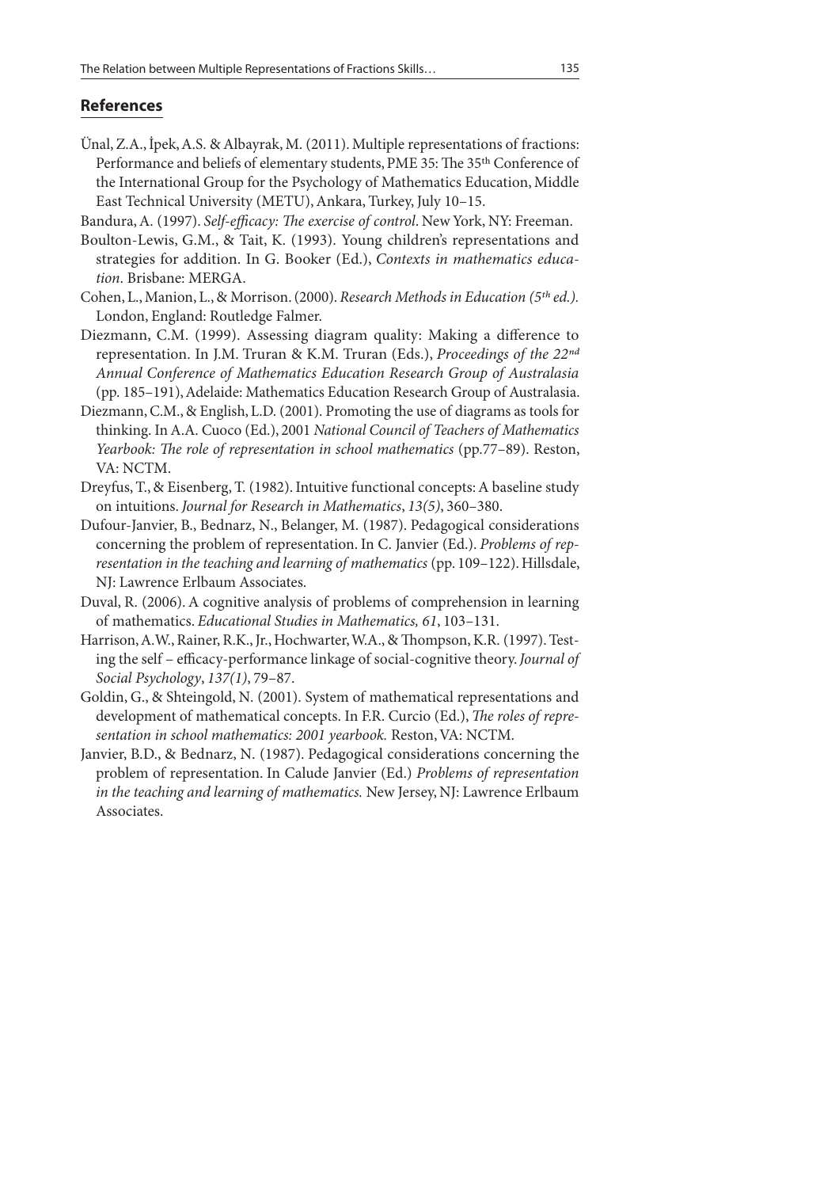## References

Ünal, Z.A., İpek, A.S. & Albayrak, M. (2011). Multiple representations of fractions: Performance and beliefs of elementary students, PME 35: The 35th Conference of the International Group for the Psychology of Mathematics Education, Middle East Technical University (METU), Ankara, Turkey, July 10–15.

Bandura, A. (1997). *Self-efficacy: The exercise of control*. New York, NY: Freeman.

Boulton-Lewis, G.M., & Tait, K. (1993). Young children's representations and strategies for addition. In G. Booker (Ed.), *Contexts in mathematics education*. Brisbane: MERGA.

Cohen, L., Manion, L., & Morrison. (2000). *Research Methods in Education (5th ed.)*. London, England: Routledge Falmer.

Diezmann, C.M. (1999). Assessing diagram quality: Making a difference to representation. In J.M. Truran & K.M. Truran (Eds.), *Proceedings of the 22nd Annual Conference of Mathematics Education Research Group of Australasia* (pp. 185–191), Adelaide: Mathematics Education Research Group of Australasia.

Diezmann, C.M., & English, L.D. (2001). Promoting the use of diagrams as tools for thinking. In A.A. Cuoco (Ed.), 2001 *National Council of Teachers of Mathematics Yearbook: The role of representation in school mathematics* (pp.77–89). Reston, VA: NCTM.

Dreyfus, T., & Eisenberg, T. (1982). Intuitive functional concepts: A baseline study on intuitions. *Journal for Research in Mathematics*, *13(5)*, 360–380.

Dufour-Janvier, B., Bednarz, N., Belanger, M. (1987). Pedagogical considerations concerning the problem of representation. In C. Janvier (Ed.). *Problems of representation in the teaching and learning of mathematics* (pp. 109–122). Hillsdale, NJ: Lawrence Erlbaum Associates.

Duval, R. (2006). A cognitive analysis of problems of comprehension in learning of mathematics. *Educational Studies in Mathematics, 61*, 103–131.

Harrison, A.W., Rainer, R.K., Jr., Hochwarter, W.A., & Thompson, K.R. (1997). Testing the self – efficacy-performance linkage of social-cognitive theory. *Journal of Social Psychology*, *137(1)*, 79–87.

Goldin, G., & Shteingold, N. (2001). System of mathematical representations and development of mathematical concepts. In F.R. Curcio (Ed.), *The roles of representation in school mathematics: 2001 yearbook.* Reston, VA: NCTM.

Janvier, B.D., & Bednarz, N. (1987). Pedagogical considerations concerning the problem of representation. In Calude Janvier (Ed.) *Problems of representation in the teaching and learning of mathematics.* New Jersey, NJ: Lawrence Erlbaum Associates.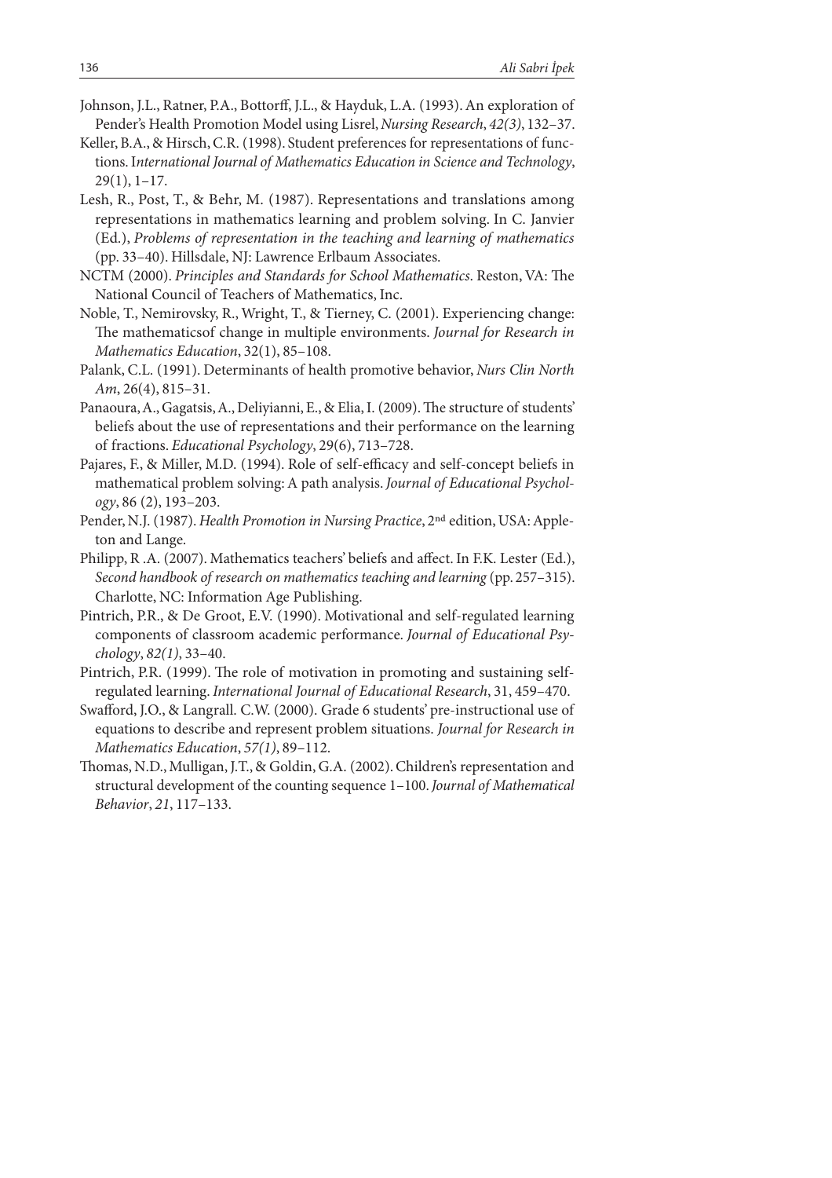Johnson, J.L., Ratner, P.A., Bottorff, J.L., & Hayduk, L.A. (1993). An exploration of Pender's Health Promotion Model using Lisrel, *Nursing Research*, *42(3)*, 132–37.

Keller, B.A., & Hirsch, C.R. (1998). Student preferences for representations of functions. I*nternational Journal of Mathematics Education in Science and Technology*, 29(1), 1–17.

Lesh, R., Post, T., & Behr, M. (1987). Representations and translations among representations in mathematics learning and problem solving. In C. Janvier (Ed.), *Problems of representation in the teaching and learning of mathematics* (pp. 33–40). Hillsdale, NJ: Lawrence Erlbaum Associates.

NCTM (2000). *Principles and Standards for School Mathematics*. Reston, VA: The National Council of Teachers of Mathematics, Inc.

Noble, T., Nemirovsky, R., Wright, T., & Tierney, C. (2001). Experiencing change: The mathematicsof change in multiple environments. *Journal for Research in Mathematics Education*, 32(1), 85–108.

Palank, C.L. (1991). Determinants of health promotive behavior, *Nurs Clin North Am*, 26(4), 815–31.

Panaoura, A., Gagatsis, A., Deliyianni, E., & Elia, I. (2009). The structure of students' beliefs about the use of representations and their performance on the learning of fractions. *Educational Psychology*, 29(6), 713–728.

Pajares, F., & Miller, M.D. (1994). Role of self-efficacy and self-concept beliefs in mathematical problem solving: A path analysis. *Journal of Educational Psychology*, 86 (2), 193–203.

Pender, N.J. (1987). *Health Promotion in Nursing Practice*, 2nd edition, USA: Appleton and Lange.

Philipp, R .A. (2007). Mathematics teachers' beliefs and affect. In F.K. Lester (Ed.), *Second handbook of research on mathematics teaching and learning* (pp. 257–315). Charlotte, NC: Information Age Publishing.

Pintrich, P.R., & De Groot, E.V. (1990). Motivational and self-regulated learning components of classroom academic performance. *Journal of Educational Psychology*, *82(1)*, 33–40.

Pintrich, P.R. (1999). The role of motivation in promoting and sustaining self-regulated learning. *International Journal of Educational Research*, 31, 459–470.

Swafford, J.O., & Langrall. C.W. (2000). Grade 6 students' pre-instructional use of equations to describe and represent problem situations. *Journal for Research in Mathematics Education*, *57(1)*, 89–112.

Thomas, N.D., Mulligan, J.T., & Goldin, G.A. (2002). Children's representation and structural development of the counting sequence 1–100. *Journal of Mathematical Behavior*, *21*, 117–133.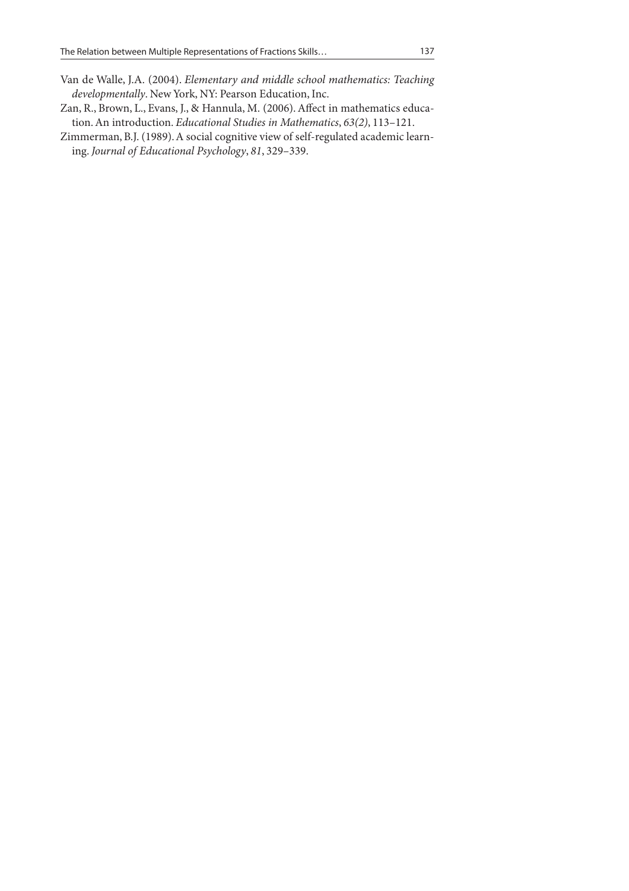Van de Walle, J.A. (2004). *Elementary and middle school mathematics: Teaching developmentally*. New York, NY: Pearson Education, Inc.

Zan, R., Brown, L., Evans, J., & Hannula, M. (2006). Affect in mathematics education. An introduction. *Educational Studies in Mathematics*, *63(2)*, 113–121.

Zimmerman, B.J. (1989). A social cognitive view of self-regulated academic learning. *Journal of Educational Psychology*, *81*, 329–339.